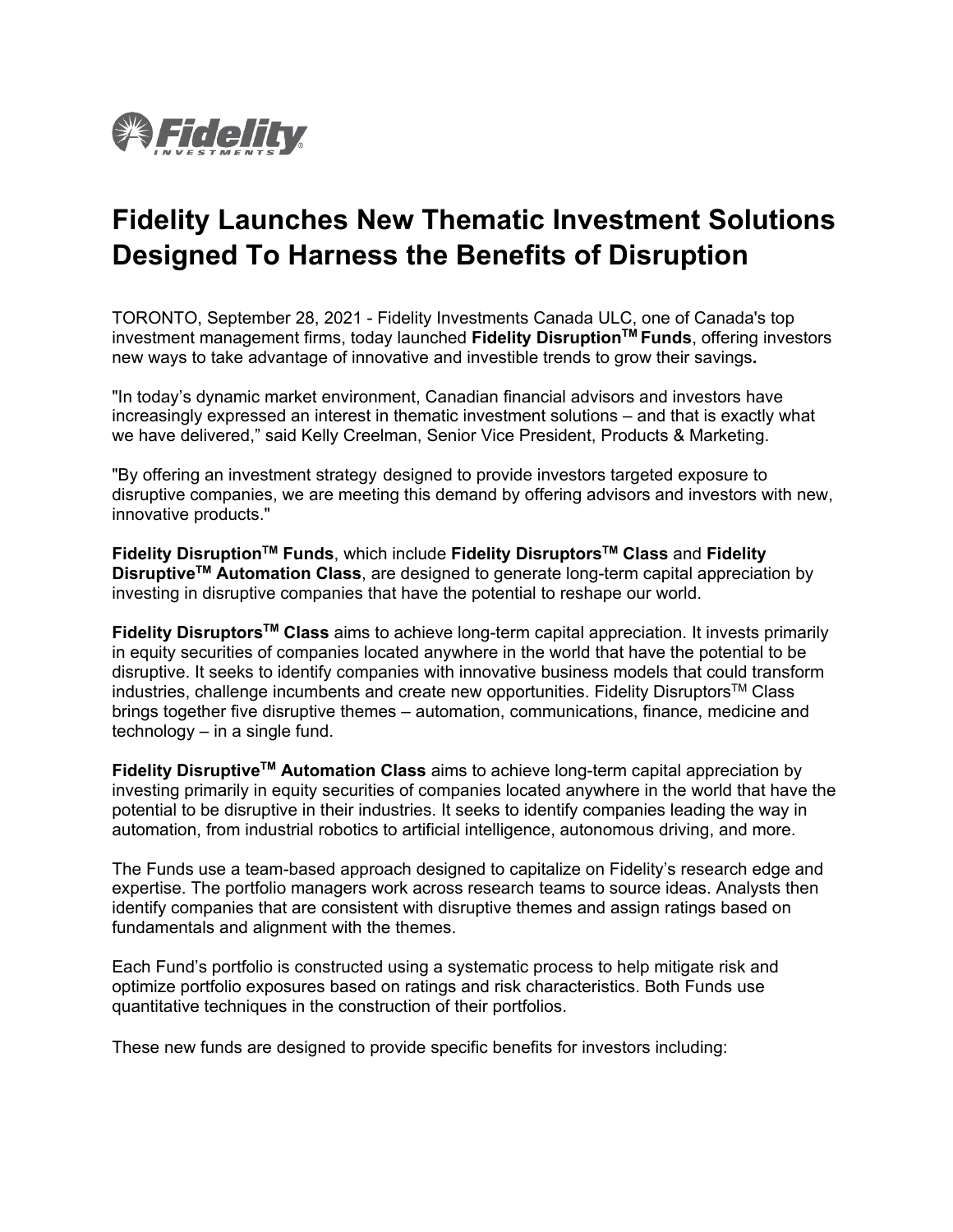# Fidelity Launches New Thematic Investment Solutions Designed To Harness the Benefits of Disruption

TORONTO, September 28, 2021 - Fidelity Investments Canada ULC, one of Canada's top investment management firms, today launched **Fidelity Disruption™ Funds**, offering investors new ways to take advantage of innovative and investible trends to grow their savings**.**

"In today's dynamic market environment, Canadian financial advisors and investors have increasingly expressed an interest in thematic investment solutions – and that is exactly what we have delivered," said Kelly Creelman, Senior Vice President, Products & Marketing.

"By offering an investment strategy designed to provide investors targeted exposure to disruptive companies, we are meeting this demand by offering advisors and investors with new, innovative products."

**Fidelity Disruption™ Funds**, which include **Fidelity Disruptors™ Class** and **Fidelity Disruptive™ Automation Class**, are designed to generate long-term capital appreciation by investing in disruptive companies that have the potential to reshape our world.

**Fidelity Disruptors™ Class** aims to achieve long-term capital appreciation. It invests primarily in equity securities of companies located anywhere in the world that have the potential to be disruptive. It seeks to identify companies with innovative business models that could transform industries, challenge incumbents and create new opportunities. Fidelity Disruptors™ Class brings together five disruptive themes – automation, communications, finance, medicine and technology – in a single fund.

**Fidelity Disruptive™ Automation Class** aims to achieve long-term capital appreciation by investing primarily in equity securities of companies located anywhere in the world that have the potential to be disruptive in their industries. It seeks to identify companies leading the way in automation, from industrial robotics to artificial intelligence, autonomous driving, and more.

The Funds use a team-based approach designed to capitalize on Fidelity's research edge and expertise. The portfolio managers work across research teams to source ideas. Analysts then identify companies that are consistent with disruptive themes and assign ratings based on fundamentals and alignment with the themes.

Each Fund's portfolio is constructed using a systematic process to help mitigate risk and optimize portfolio exposures based on ratings and risk characteristics. Both Funds use quantitative techniques in the construction of their portfolios.

These new funds are designed to provide specific benefits for investors including: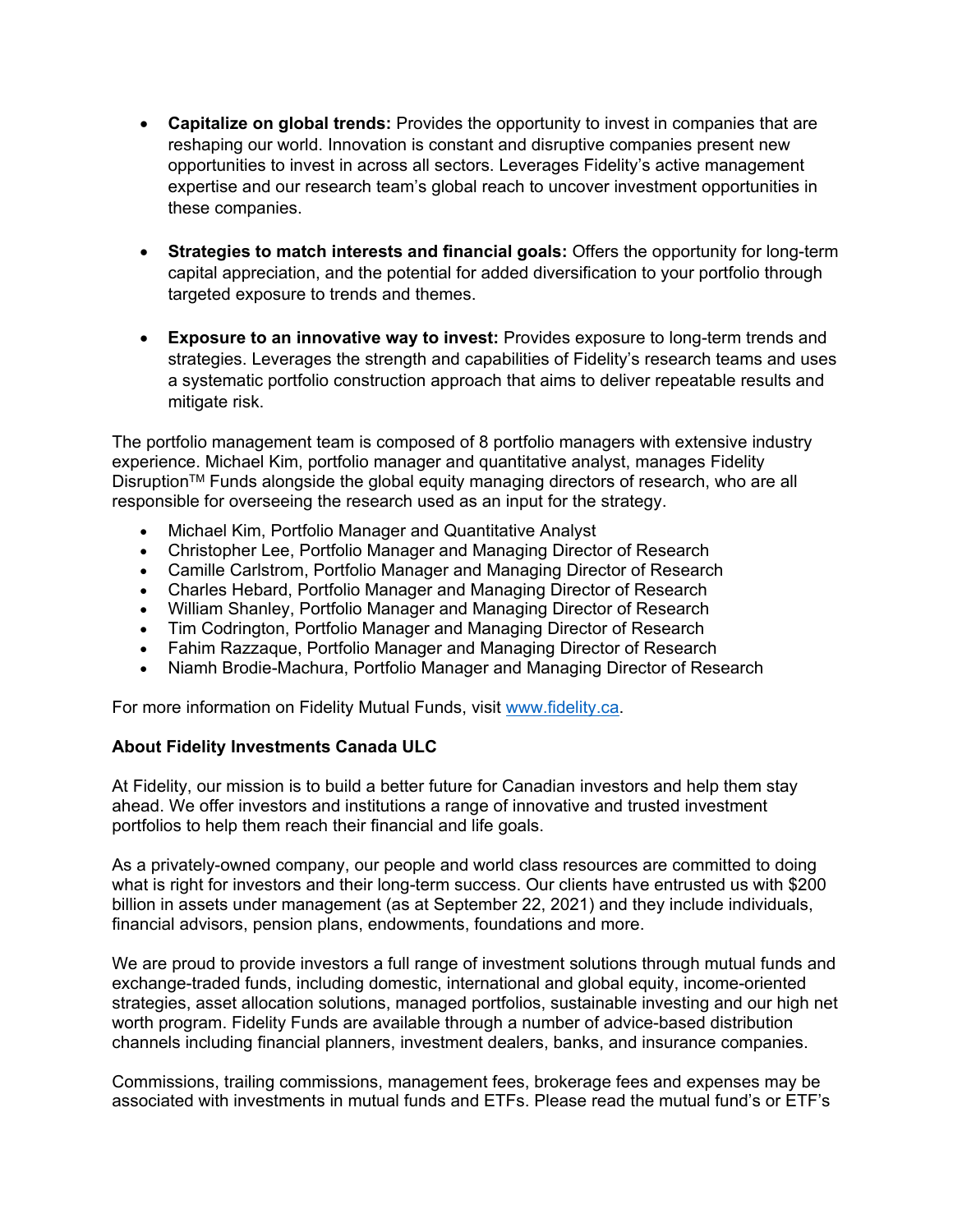- **Capitalize on global trends:** Provides the opportunity to invest in companies that are reshaping our world. Innovation is constant and disruptive companies present new opportunities to invest in across all sectors. Leverages Fidelity's active management expertise and our research team's global reach to uncover investment opportunities in these companies.

- **Strategies to match interests and financial goals:** Offers the opportunity for long-term capital appreciation, and the potential for added diversification to your portfolio through targeted exposure to trends and themes.

- **Exposure to an innovative way to invest:** Provides exposure to long-term trends and strategies. Leverages the strength and capabilities of Fidelity's research teams and uses a systematic portfolio construction approach that aims to deliver repeatable results and mitigate risk.

The portfolio management team is composed of 8 portfolio managers with extensive industry experience. Michael Kim, portfolio manager and quantitative analyst, manages Fidelity Disruption™ Funds alongside the global equity managing directors of research, who are all responsible for overseeing the research used as an input for the strategy.

- Michael Kim, Portfolio Manager and Quantitative Analyst
- Christopher Lee, Portfolio Manager and Managing Director of Research
- Camille Carlstrom, Portfolio Manager and Managing Director of Research
- Charles Hebard, Portfolio Manager and Managing Director of Research
- William Shanley, Portfolio Manager and Managing Director of Research
- Tim Codrington, Portfolio Manager and Managing Director of Research
- Fahim Razzaque, Portfolio Manager and Managing Director of Research
- Niamh Brodie-Machura, Portfolio Manager and Managing Director of Research

For more information on Fidelity Mutual Funds, visit [www.fidelity.ca](http://www.fidelity.ca).

**About Fidelity Investments Canada ULC**

At Fidelity, our mission is to build a better future for Canadian investors and help them stay ahead. We offer investors and institutions a range of innovative and trusted investment portfolios to help them reach their financial and life goals.

As a privately-owned company, our people and world class resources are committed to doing what is right for investors and their long-term success. Our clients have entrusted us with $200 billion in assets under management (as at September 22, 2021) and they include individuals, financial advisors, pension plans, endowments, foundations and more.

We are proud to provide investors a full range of investment solutions through mutual funds and exchange-traded funds, including domestic, international and global equity, income-oriented strategies, asset allocation solutions, managed portfolios, sustainable investing and our high net worth program. Fidelity Funds are available through a number of advice-based distribution channels including financial planners, investment dealers, banks, and insurance companies.

Commissions, trailing commissions, management fees, brokerage fees and expenses may be associated with investments in mutual funds and ETFs. Please read the mutual fund's or ETF's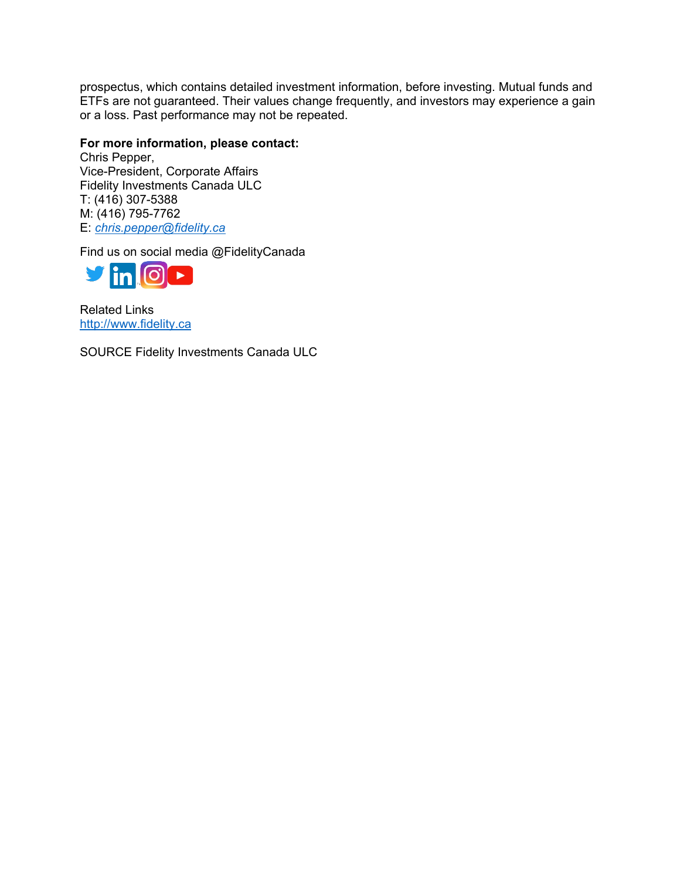prospectus, which contains detailed investment information, before investing. Mutual funds and ETFs are not guaranteed. Their values change frequently, and investors may experience a gain or a loss. Past performance may not be repeated.

**For more information, please contact:**
Chris Pepper,
Vice-President, Corporate Affairs
Fidelity Investments Canada ULC
T: (416) 307-5388
M: (416) 795-7762
E: *chris.pepper@fidelity.ca*

Find us on social media @FidelityCanada

Related Links
http://www.fidelity.ca

SOURCE Fidelity Investments Canada ULC